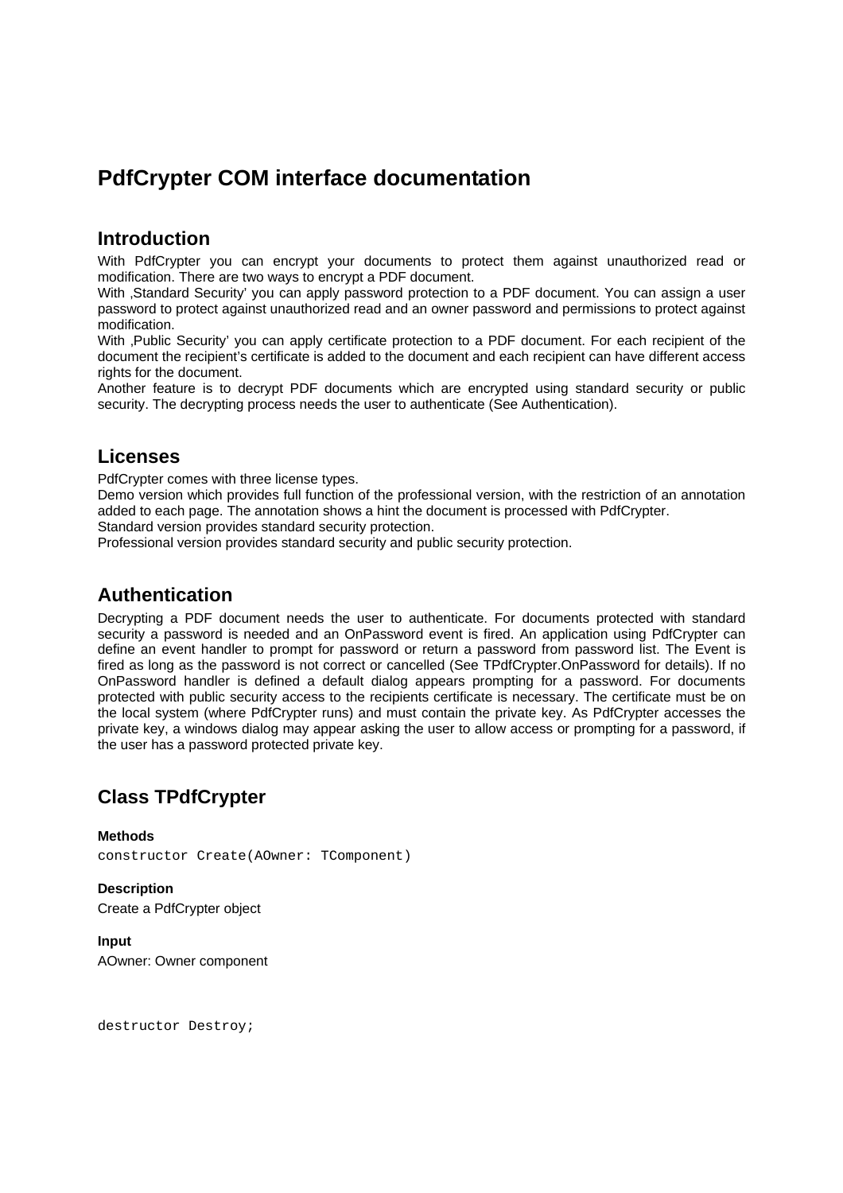# PdfCrypter COM interface documentation

## Introduction

With PdfCrypter you can encrypt your documents to protect them against unauthorized read or modification. There are two ways to encrypt a PDF document.
With ‚Standard Security' you can apply password protection to a PDF document. You can assign a user password to protect against unauthorized read and an owner password and permissions to protect against modification.
With ‚Public Security' you can apply certificate protection to a PDF document. For each recipient of the document the recipient's certificate is added to the document and each recipient can have different access rights for the document.
Another feature is to decrypt PDF documents which are encrypted using standard security or public security. The decrypting process needs the user to authenticate (See Authentication).

## Licenses

PdfCrypter comes with three license types.
Demo version which provides full function of the professional version, with the restriction of an annotation added to each page. The annotation shows a hint the document is processed with PdfCrypter.
Standard version provides standard security protection.
Professional version provides standard security and public security protection.

## Authentication

Decrypting a PDF document needs the user to authenticate. For documents protected with standard security a password is needed and an OnPassword event is fired. An application using PdfCrypter can define an event handler to prompt for password or return a password from password list. The Event is fired as long as the password is not correct or cancelled (See TPdfCrypter.OnPassword for details). If no OnPassword handler is defined a default dialog appears prompting for a password. For documents protected with public security access to the recipients certificate is necessary. The certificate must be on the local system (where PdfCrypter runs) and must contain the private key. As PdfCrypter accesses the private key, a windows dialog may appear asking the user to allow access or prompting for a password, if the user has a password protected private key.

## Class TPdfCrypter

**Methods**

```
constructor Create(AOwner: TComponent)
```

**Description**

Create a PdfCrypter object

**Input**

AOwner: Owner component

```
destructor Destroy;
```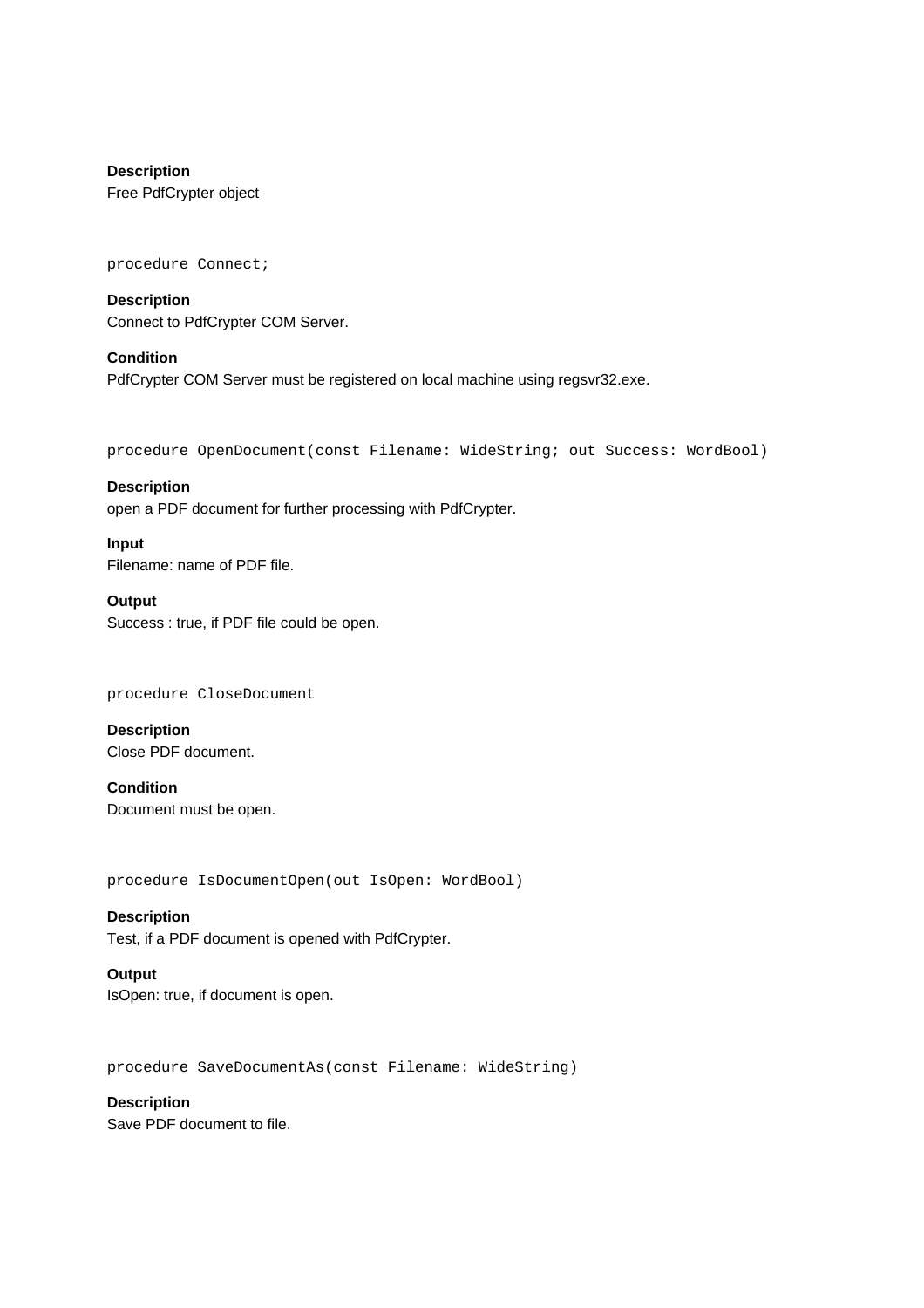**Description**
Free PdfCrypter object

```
procedure Connect;
```

**Description**
Connect to PdfCrypter COM Server.

**Condition**
PdfCrypter COM Server must be registered on local machine using regsvr32.exe.

```
procedure OpenDocument(const Filename: WideString; out Success: WordBool)
```

**Description**
open a PDF document for further processing with PdfCrypter.

**Input**
Filename: name of PDF file.

**Output**
Success : true, if PDF file could be open.

```
procedure CloseDocument
```

**Description**
Close PDF document.

**Condition**
Document must be open.

```
procedure IsDocumentOpen(out IsOpen: WordBool)
```

**Description**
Test, if a PDF document is opened with PdfCrypter.

**Output**
IsOpen: true, if document is open.

```
procedure SaveDocumentAs(const Filename: WideString)
```

**Description**
Save PDF document to file.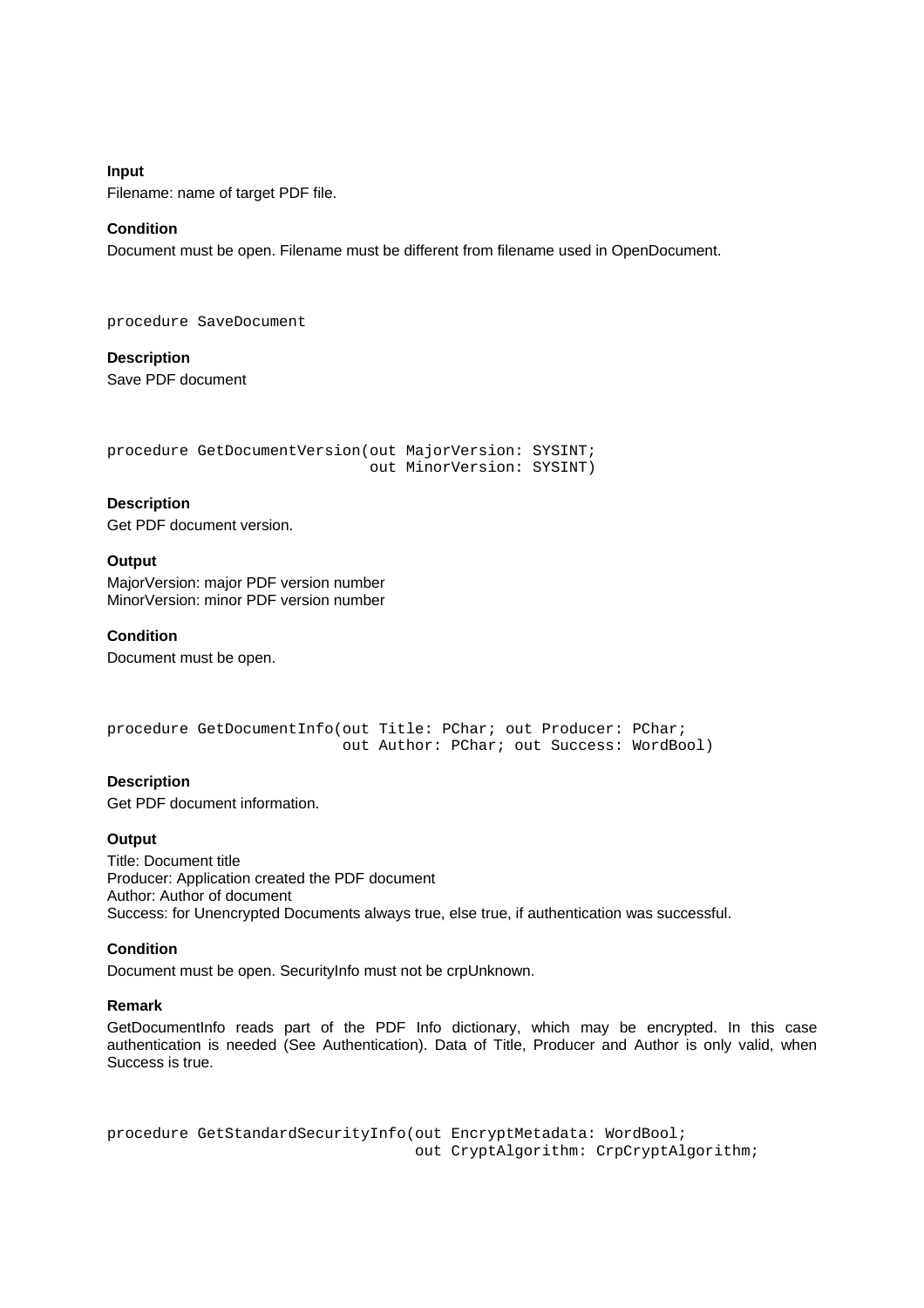**Input**

Filename: name of target PDF file.

**Condition**

Document must be open. Filename must be different from filename used in OpenDocument.

```
procedure SaveDocument
```

**Description**

Save PDF document

```
procedure GetDocumentVersion(out MajorVersion: SYSINT;
                             out MinorVersion: SYSINT)
```

**Description**

Get PDF document version.

**Output**

MajorVersion: major PDF version number
MinorVersion: minor PDF version number

**Condition**

Document must be open.

```
procedure GetDocumentInfo(out Title: PChar; out Producer: PChar;
                          out Author: PChar; out Success: WordBool)
```

**Description**

Get PDF document information.

**Output**

Title: Document title
Producer: Application created the PDF document
Author: Author of document
Success: for Unencrypted Documents always true, else true, if authentication was successful.

**Condition**

Document must be open. SecurityInfo must not be crpUnknown.

**Remark**

GetDocumentInfo reads part of the PDF Info dictionary, which may be encrypted. In this case authentication is needed (See Authentication). Data of Title, Producer and Author is only valid, when Success is true.

```
procedure GetStandardSecurityInfo(out EncryptMetadata: WordBool;
                                  out CryptAlgorithm: CrpCryptAlgorithm;
```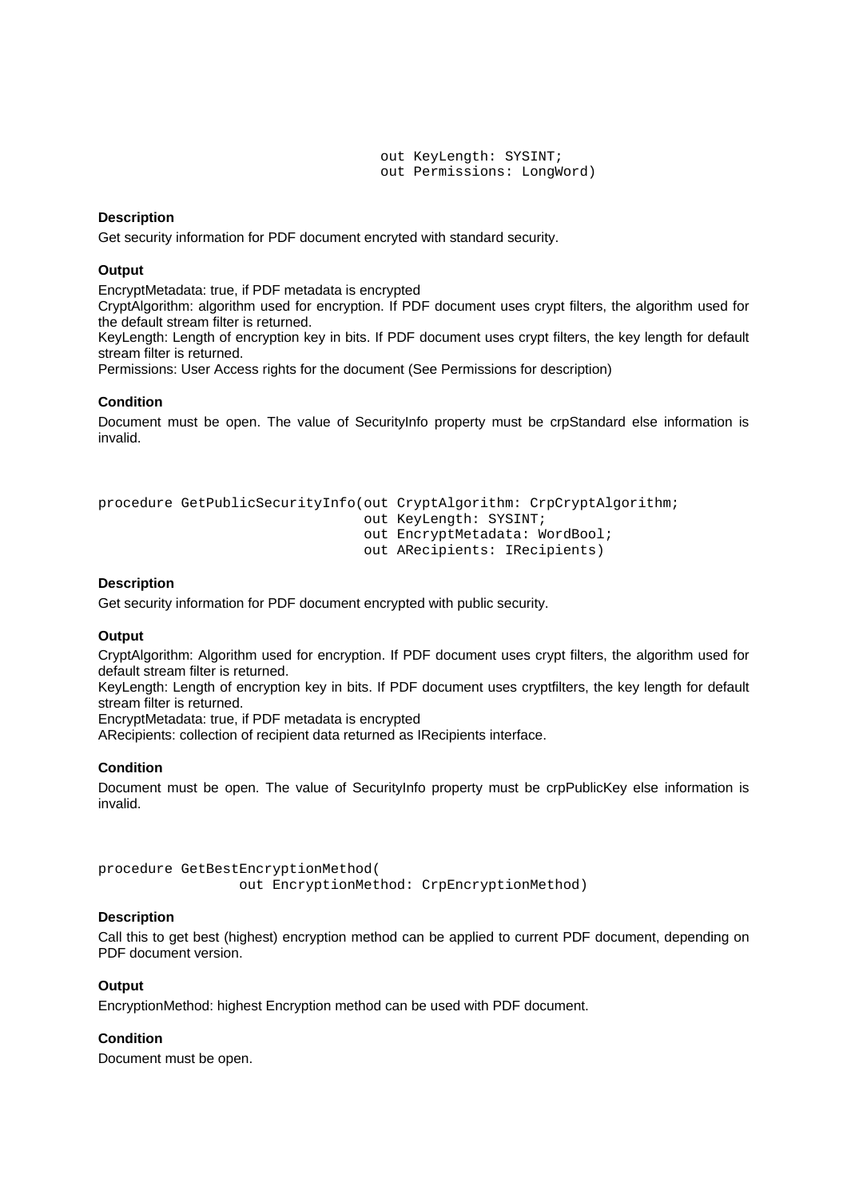```
                                  out KeyLength: SYSINT;
                                  out Permissions: LongWord)
```

**Description**

Get security information for PDF document encryted with standard security.

**Output**

EncryptMetadata: true, if PDF metadata is encrypted
CryptAlgorithm: algorithm used for encryption. If PDF document uses crypt filters, the algorithm used for the default stream filter is returned.
KeyLength: Length of encryption key in bits. If PDF document uses crypt filters, the key length for default stream filter is returned.
Permissions: User Access rights for the document (See Permissions for description)

**Condition**

Document must be open. The value of SecurityInfo property must be crpStandard else information is invalid.

```
procedure GetPublicSecurityInfo(out CryptAlgorithm: CrpCryptAlgorithm;
                                out KeyLength: SYSINT;
                                out EncryptMetadata: WordBool;
                                out ARecipients: IRecipients)
```

**Description**

Get security information for PDF document encrypted with public security.

**Output**

CryptAlgorithm: Algorithm used for encryption. If PDF document uses crypt filters, the algorithm used for default stream filter is returned.
KeyLength: Length of encryption key in bits. If PDF document uses cryptfilters, the key length for default stream filter is returned.
EncryptMetadata: true, if PDF metadata is encrypted
ARecipients: collection of recipient data returned as IRecipients interface.

**Condition**

Document must be open. The value of SecurityInfo property must be crpPublicKey else information is invalid.

```
procedure GetBestEncryptionMethod(
                 out EncryptionMethod: CrpEncryptionMethod)
```

**Description**

Call this to get best (highest) encryption method can be applied to current PDF document, depending on PDF document version.

**Output**

EncryptionMethod: highest Encryption method can be used with PDF document.

**Condition**

Document must be open.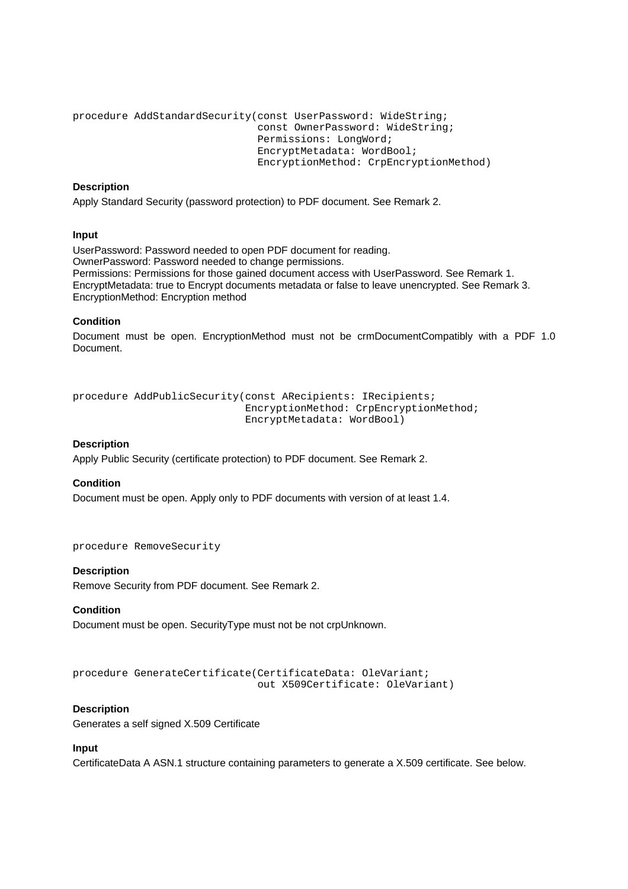```
procedure AddStandardSecurity(const UserPassword: WideString;
                              const OwnerPassword: WideString;
                              Permissions: LongWord;
                              EncryptMetadata: WordBool;
                              EncryptionMethod: CrpEncryptionMethod)
```

**Description**

Apply Standard Security (password protection) to PDF document. See Remark 2.

**Input**

UserPassword: Password needed to open PDF document for reading.
OwnerPassword: Password needed to change permissions.
Permissions: Permissions for those gained document access with UserPassword. See Remark 1.
EncryptMetadata: true to Encrypt documents metadata or false to leave unencrypted. See Remark 3.
EncryptionMethod: Encryption method

**Condition**

Document must be open. EncryptionMethod must not be crmDocumentCompatibly with a PDF 1.0 Document.

```
procedure AddPublicSecurity(const ARecipients: IRecipients;
                            EncryptionMethod: CrpEncryptionMethod;
                            EncryptMetadata: WordBool)
```

**Description**

Apply Public Security (certificate protection) to PDF document. See Remark 2.

**Condition**

Document must be open. Apply only to PDF documents with version of at least 1.4.

```
procedure RemoveSecurity
```

**Description**

Remove Security from PDF document. See Remark 2.

**Condition**

Document must be open. SecurityType must not be not crpUnknown.

```
procedure GenerateCertificate(CertificateData: OleVariant;
                              out X509Certificate: OleVariant)
```

**Description**

Generates a self signed X.509 Certificate

**Input**

CertificateData A ASN.1 structure containing parameters to generate a X.509 certificate. See below.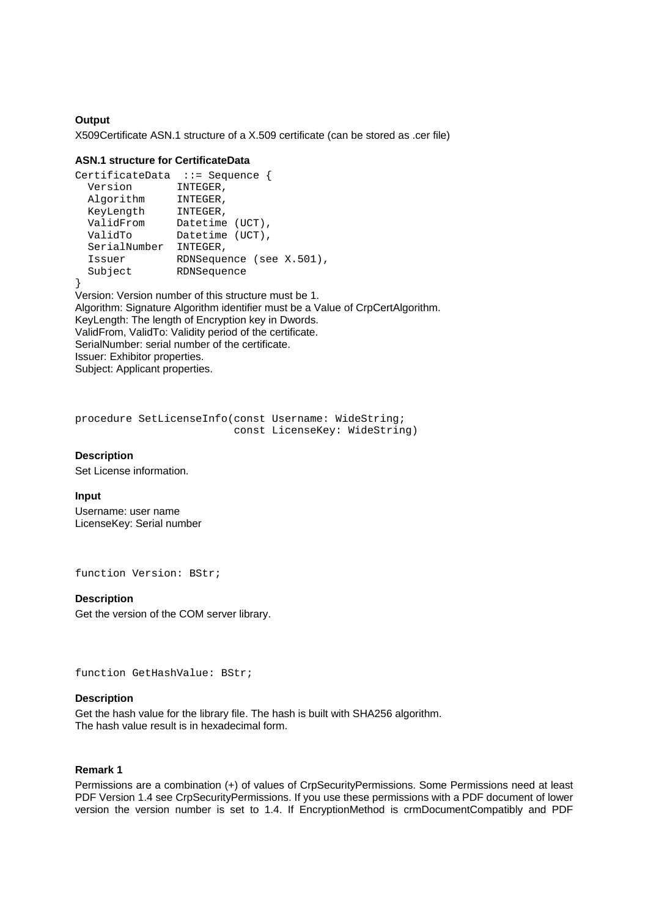**Output**

X509Certificate ASN.1 structure of a X.509 certificate (can be stored as .cer file)

**ASN.1 structure for CertificateData**

```
CertificateData  ::= Sequence {
  Version       INTEGER,
  Algorithm     INTEGER,
  KeyLength     INTEGER,
  ValidFrom     Datetime (UCT),
  ValidTo       Datetime (UCT),
  SerialNumber  INTEGER,
  Issuer        RDNSequence (see X.501),
  Subject       RDNSequence
}
```

Version: Version number of this structure must be 1.
Algorithm: Signature Algorithm identifier must be a Value of CrpCertAlgorithm.
KeyLength: The length of Encryption key in Dwords.
ValidFrom, ValidTo: Validity period of the certificate.
SerialNumber: serial number of the certificate.
Issuer: Exhibitor properties.
Subject: Applicant properties.

```
procedure SetLicenseInfo(const Username: WideString;
                         const LicenseKey: WideString)
```

**Description**

Set License information.

**Input**

Username: user name
LicenseKey: Serial number

```
function Version: BStr;
```

**Description**

Get the version of the COM server library.

```
function GetHashValue: BStr;
```

**Description**

Get the hash value for the library file. The hash is built with SHA256 algorithm.
The hash value result is in hexadecimal form.

**Remark 1**

Permissions are a combination (+) of values of CrpSecurityPermissions. Some Permissions need at least PDF Version 1.4 see CrpSecurityPermissions. If you use these permissions with a PDF document of lower version the version number is set to 1.4. If EncryptionMethod is crmDocumentCompatibly and PDF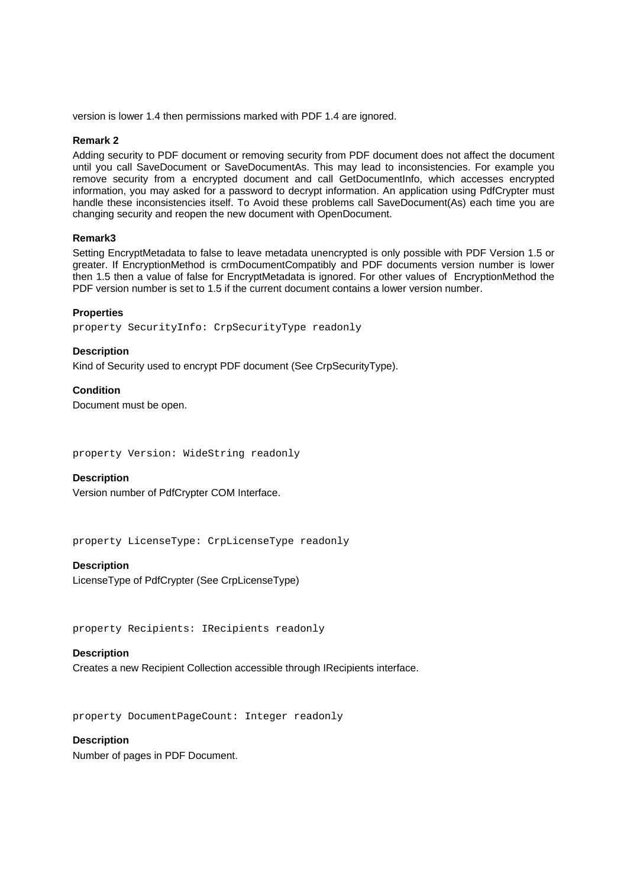version is lower 1.4 then permissions marked with PDF 1.4 are ignored.

**Remark 2**

Adding security to PDF document or removing security from PDF document does not affect the document until you call SaveDocument or SaveDocumentAs. This may lead to inconsistencies. For example you remove security from a encrypted document and call GetDocumentInfo, which accesses encrypted information, you may asked for a password to decrypt information. An application using PdfCrypter must handle these inconsistencies itself. To Avoid these problems call SaveDocument(As) each time you are changing security and reopen the new document with OpenDocument.

**Remark3**

Setting EncryptMetadata to false to leave metadata unencrypted is only possible with PDF Version 1.5 or greater. If EncryptionMethod is crmDocumentCompatibly and PDF documents version number is lower then 1.5 then a value of false for EncryptMetadata is ignored. For other values of EncryptionMethod the PDF version number is set to 1.5 if the current document contains a lower version number.

**Properties**

```
property SecurityInfo: CrpSecurityType readonly
```

**Description**

Kind of Security used to encrypt PDF document (See CrpSecurityType).

**Condition**

Document must be open.

```
property Version: WideString readonly
```

**Description**

Version number of PdfCrypter COM Interface.

```
property LicenseType: CrpLicenseType readonly
```

**Description**

LicenseType of PdfCrypter (See CrpLicenseType)

```
property Recipients: IRecipients readonly
```

**Description**

Creates a new Recipient Collection accessible through IRecipients interface.

```
property DocumentPageCount: Integer readonly
```

**Description**

Number of pages in PDF Document.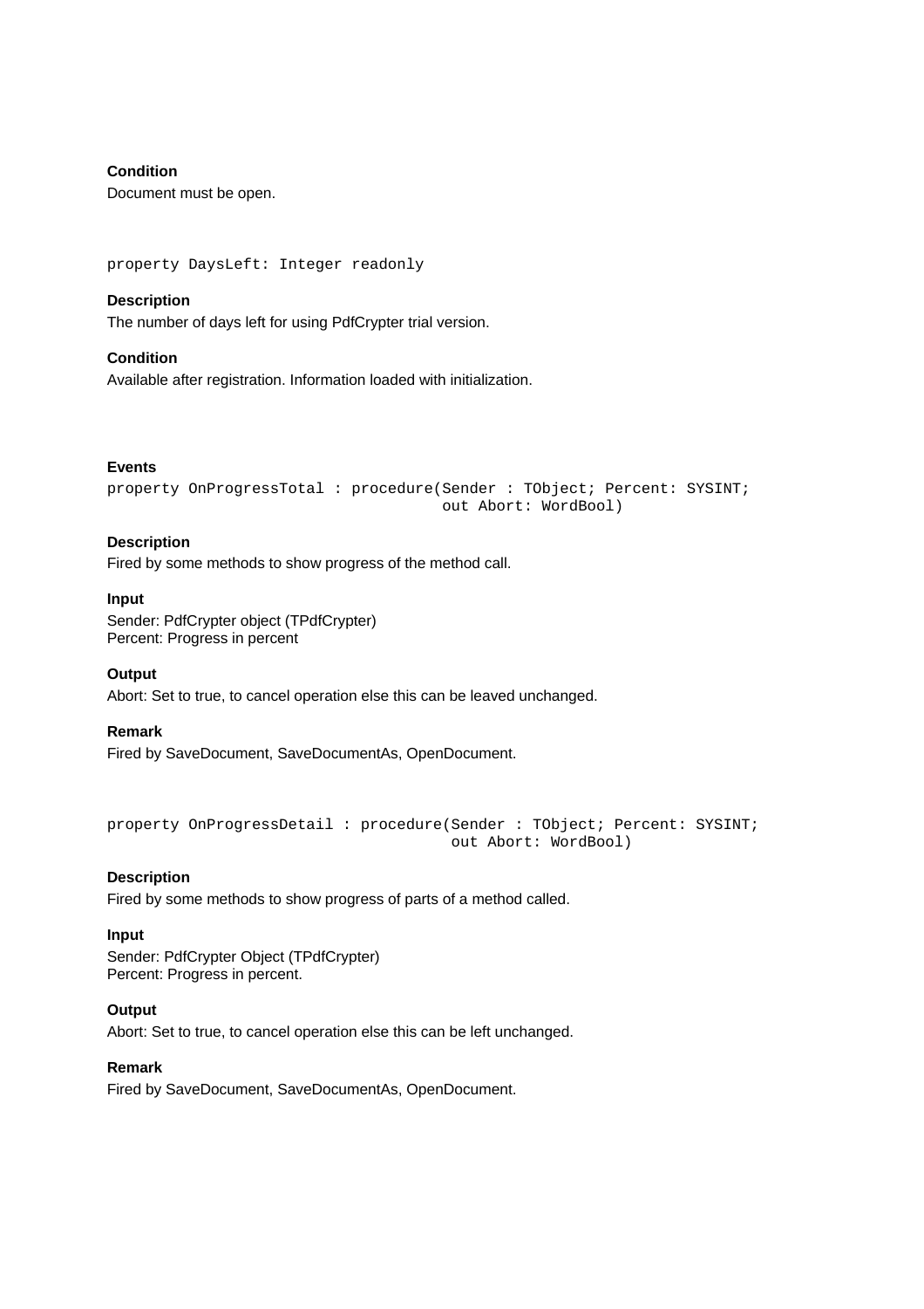**Condition**

Document must be open.

```
property DaysLeft: Integer readonly
```

**Description**

The number of days left for using PdfCrypter trial version.

**Condition**

Available after registration. Information loaded with initialization.

**Events**

```
property OnProgressTotal : procedure(Sender : TObject; Percent: SYSINT;
                                     out Abort: WordBool)
```

**Description**

Fired by some methods to show progress of the method call.

**Input**

Sender: PdfCrypter object (TPdfCrypter)
Percent: Progress in percent

**Output**

Abort: Set to true, to cancel operation else this can be leaved unchanged.

**Remark**

Fired by SaveDocument, SaveDocumentAs, OpenDocument.

```
property OnProgressDetail : procedure(Sender : TObject; Percent: SYSINT;
                                      out Abort: WordBool)
```

**Description**

Fired by some methods to show progress of parts of a method called.

**Input**

Sender: PdfCrypter Object (TPdfCrypter)
Percent: Progress in percent.

**Output**

Abort: Set to true, to cancel operation else this can be left unchanged.

**Remark**

Fired by SaveDocument, SaveDocumentAs, OpenDocument.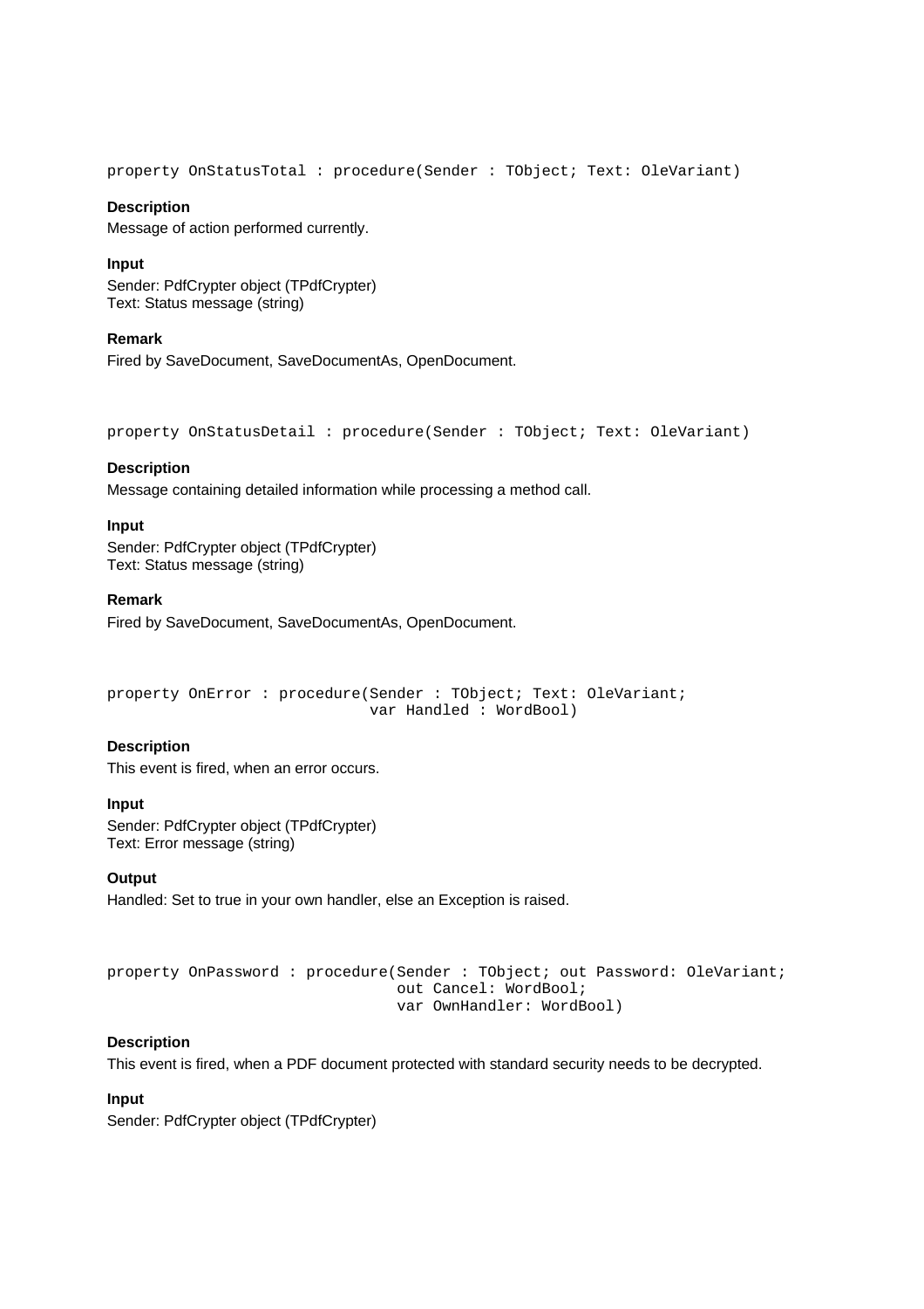```
property OnStatusTotal : procedure(Sender : TObject; Text: OleVariant)
```

**Description**

Message of action performed currently.

**Input**

Sender: PdfCrypter object (TPdfCrypter)
Text: Status message (string)

**Remark**

Fired by SaveDocument, SaveDocumentAs, OpenDocument.

```
property OnStatusDetail : procedure(Sender : TObject; Text: OleVariant)
```

**Description**

Message containing detailed information while processing a method call.

**Input**

Sender: PdfCrypter object (TPdfCrypter)
Text: Status message (string)

**Remark**

Fired by SaveDocument, SaveDocumentAs, OpenDocument.

```
property OnError : procedure(Sender : TObject; Text: OleVariant;
                             var Handled : WordBool)
```

**Description**

This event is fired, when an error occurs.

**Input**

Sender: PdfCrypter object (TPdfCrypter)
Text: Error message (string)

**Output**

Handled: Set to true in your own handler, else an Exception is raised.

```
property OnPassword : procedure(Sender : TObject; out Password: OleVariant;
                                out Cancel: WordBool;
                                var OwnHandler: WordBool)
```

**Description**

This event is fired, when a PDF document protected with standard security needs to be decrypted.

**Input**

Sender: PdfCrypter object (TPdfCrypter)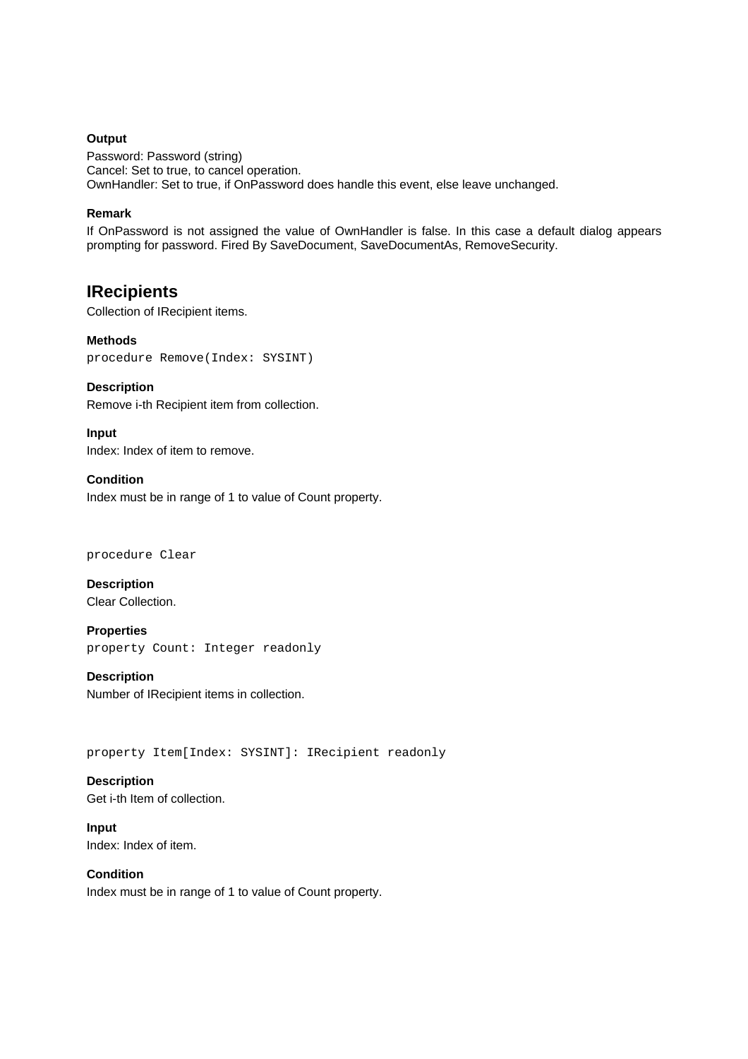**Output**

Password: Password (string)
Cancel: Set to true, to cancel operation.
OwnHandler: Set to true, if OnPassword does handle this event, else leave unchanged.

**Remark**

If OnPassword is not assigned the value of OwnHandler is false. In this case a default dialog appears prompting for password. Fired By SaveDocument, SaveDocumentAs, RemoveSecurity.

## IRecipients

Collection of IRecipient items.

**Methods**

```
procedure Remove(Index: SYSINT)
```

**Description**

Remove i-th Recipient item from collection.

**Input**

Index: Index of item to remove.

**Condition**

Index must be in range of 1 to value of Count property.

```
procedure Clear
```

**Description**

Clear Collection.

**Properties**

```
property Count: Integer readonly
```

**Description**

Number of IRecipient items in collection.

```
property Item[Index: SYSINT]: IRecipient readonly
```

**Description**

Get i-th Item of collection.

**Input**

Index: Index of item.

**Condition**

Index must be in range of 1 to value of Count property.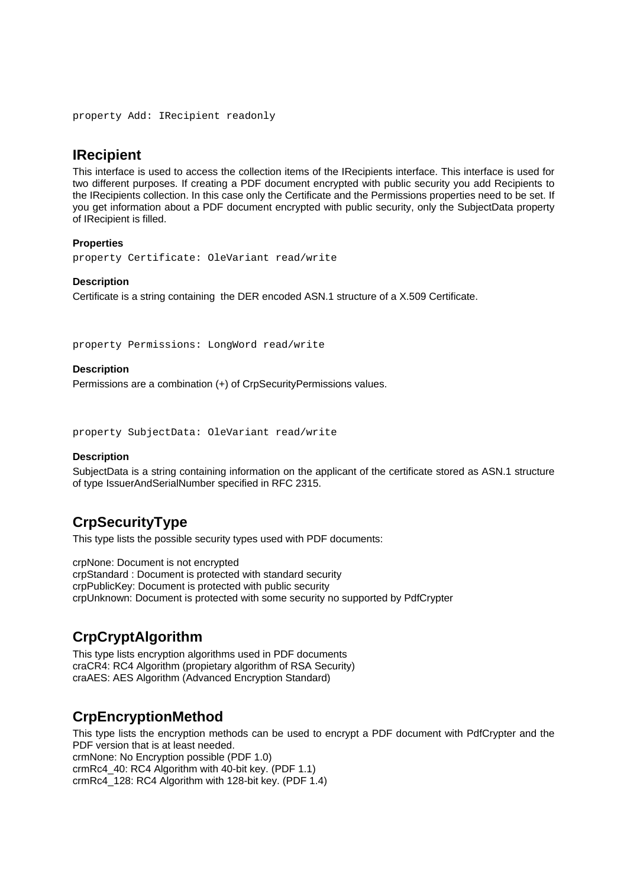```
property Add: IRecipient readonly
```

## IRecipient

This interface is used to access the collection items of the IRecipients interface. This interface is used for two different purposes. If creating a PDF document encrypted with public security you add Recipients to the IRecipients collection. In this case only the Certificate and the Permissions properties need to be set. If you get information about a PDF document encrypted with public security, only the SubjectData property of IRecipient is filled.

**Properties**

```
property Certificate: OleVariant read/write
```

**Description**

Certificate is a string containing the DER encoded ASN.1 structure of a X.509 Certificate.

```
property Permissions: LongWord read/write
```

**Description**

Permissions are a combination (+) of CrpSecurityPermissions values.

```
property SubjectData: OleVariant read/write
```

**Description**

SubjectData is a string containing information on the applicant of the certificate stored as ASN.1 structure of type IssuerAndSerialNumber specified in RFC 2315.

## CrpSecurityType

This type lists the possible security types used with PDF documents:

crpNone: Document is not encrypted
crpStandard : Document is protected with standard security
crpPublicKey: Document is protected with public security
crpUnknown: Document is protected with some security no supported by PdfCrypter

## CrpCryptAlgorithm

This type lists encryption algorithms used in PDF documents
craCR4: RC4 Algorithm (propietary algorithm of RSA Security)
craAES: AES Algorithm (Advanced Encryption Standard)

## CrpEncryptionMethod

This type lists the encryption methods can be used to encrypt a PDF document with PdfCrypter and the PDF version that is at least needed.
crmNone: No Encryption possible (PDF 1.0)
crmRc4_40: RC4 Algorithm with 40-bit key. (PDF 1.1)
crmRc4_128: RC4 Algorithm with 128-bit key. (PDF 1.4)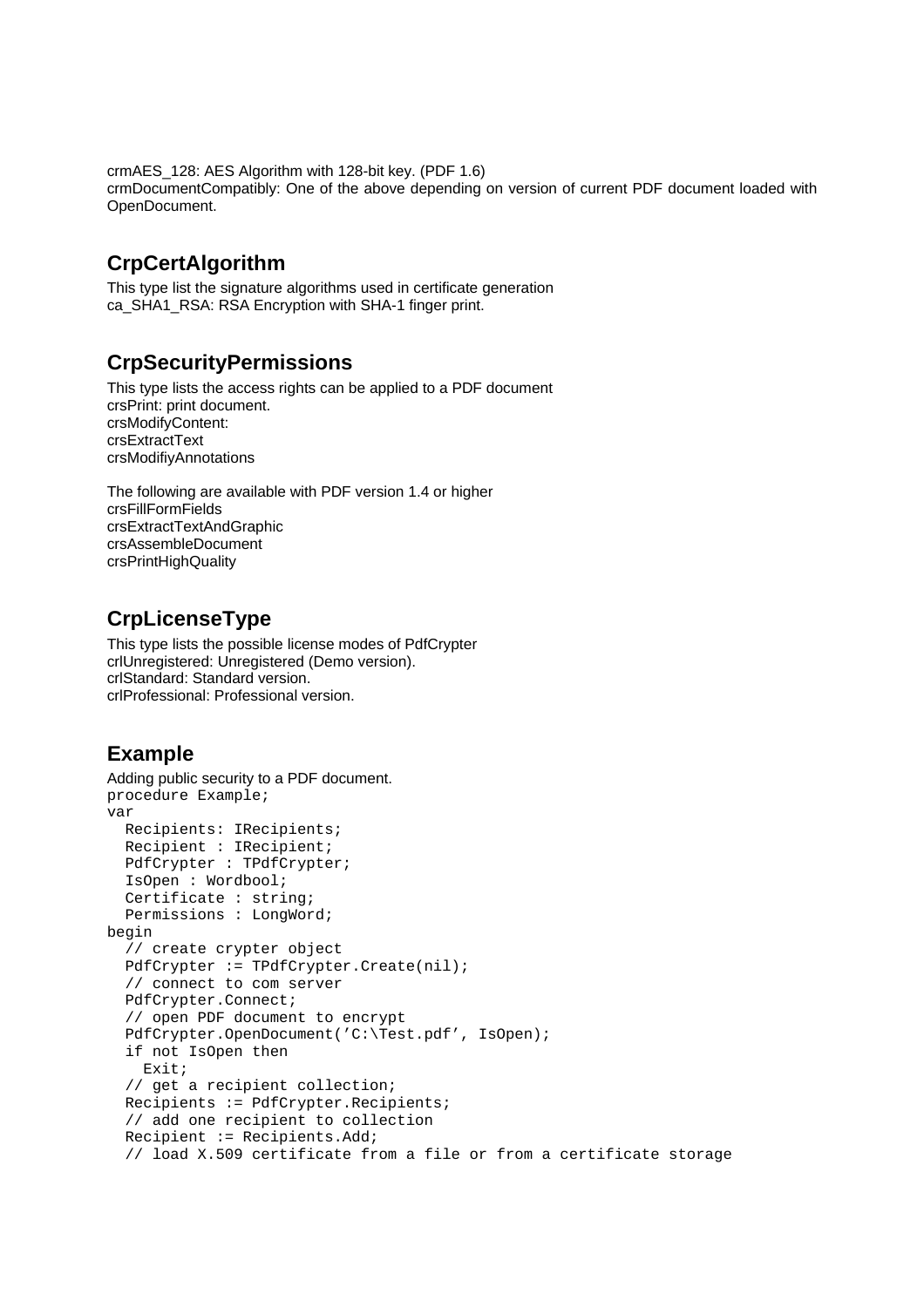crmAES_128: AES Algorithm with 128-bit key. (PDF 1.6)
crmDocumentCompatibly: One of the above depending on version of current PDF document loaded with OpenDocument.

## CrpCertAlgorithm

This type list the signature algorithms used in certificate generation
ca_SHA1_RSA: RSA Encryption with SHA-1 finger print.

## CrpSecurityPermissions

This type lists the access rights can be applied to a PDF document
crsPrint: print document.
crsModifyContent:
crsExtractText
crsModifiyAnnotations

The following are available with PDF version 1.4 or higher
crsFillFormFields
crsExtractTextAndGraphic
crsAssembleDocument
crsPrintHighQuality

## CrpLicenseType

This type lists the possible license modes of PdfCrypter
crlUnregistered: Unregistered (Demo version).
crlStandard: Standard version.
crlProfessional: Professional version.

## Example

Adding public security to a PDF document.

```
procedure Example;
var
  Recipients: IRecipients;
  Recipient : IRecipient;
  PdfCrypter : TPdfCrypter;
  IsOpen : Wordbool;
  Certificate : string;
  Permissions : LongWord;
begin
  // create crypter object
  PdfCrypter := TPdfCrypter.Create(nil);
  // connect to com server
  PdfCrypter.Connect;
  // open PDF document to encrypt
  PdfCrypter.OpenDocument('C:\Test.pdf', IsOpen);
  if not IsOpen then
    Exit;
  // get a recipient collection;
  Recipients := PdfCrypter.Recipients;
  // add one recipient to collection
  Recipient := Recipients.Add;
  // load X.509 certificate from a file or from a certificate storage
```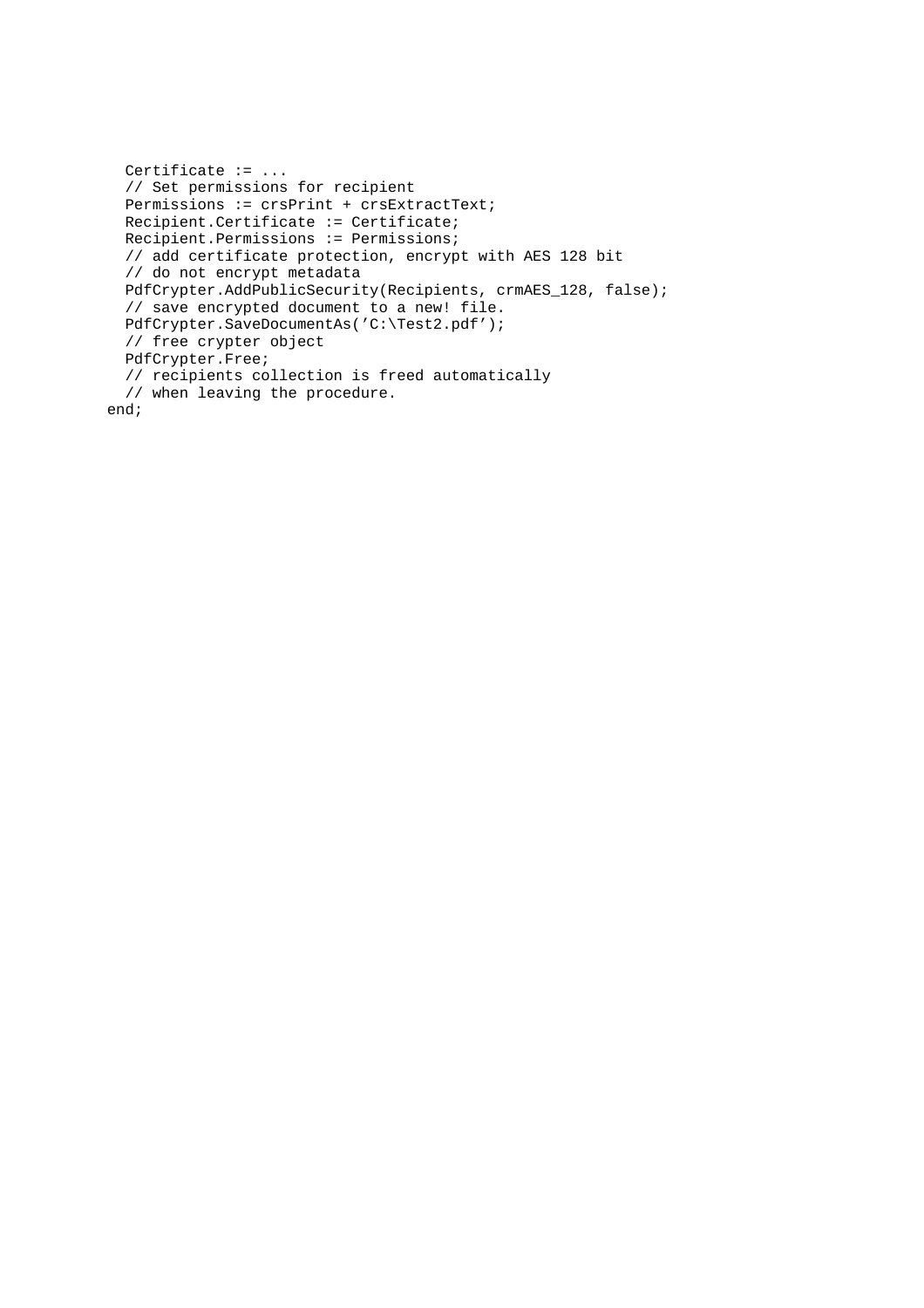```
  Certificate := ...
  // Set permissions for recipient
  Permissions := crsPrint + crsExtractText;
  Recipient.Certificate := Certificate;
  Recipient.Permissions := Permissions;
  // add certificate protection, encrypt with AES 128 bit
  // do not encrypt metadata
  PdfCrypter.AddPublicSecurity(Recipients, crmAES_128, false);
  // save encrypted document to a new! file.
  PdfCrypter.SaveDocumentAs('C:\Test2.pdf');
  // free crypter object
  PdfCrypter.Free;
  // recipients collection is freed automatically
  // when leaving the procedure.
end;
```